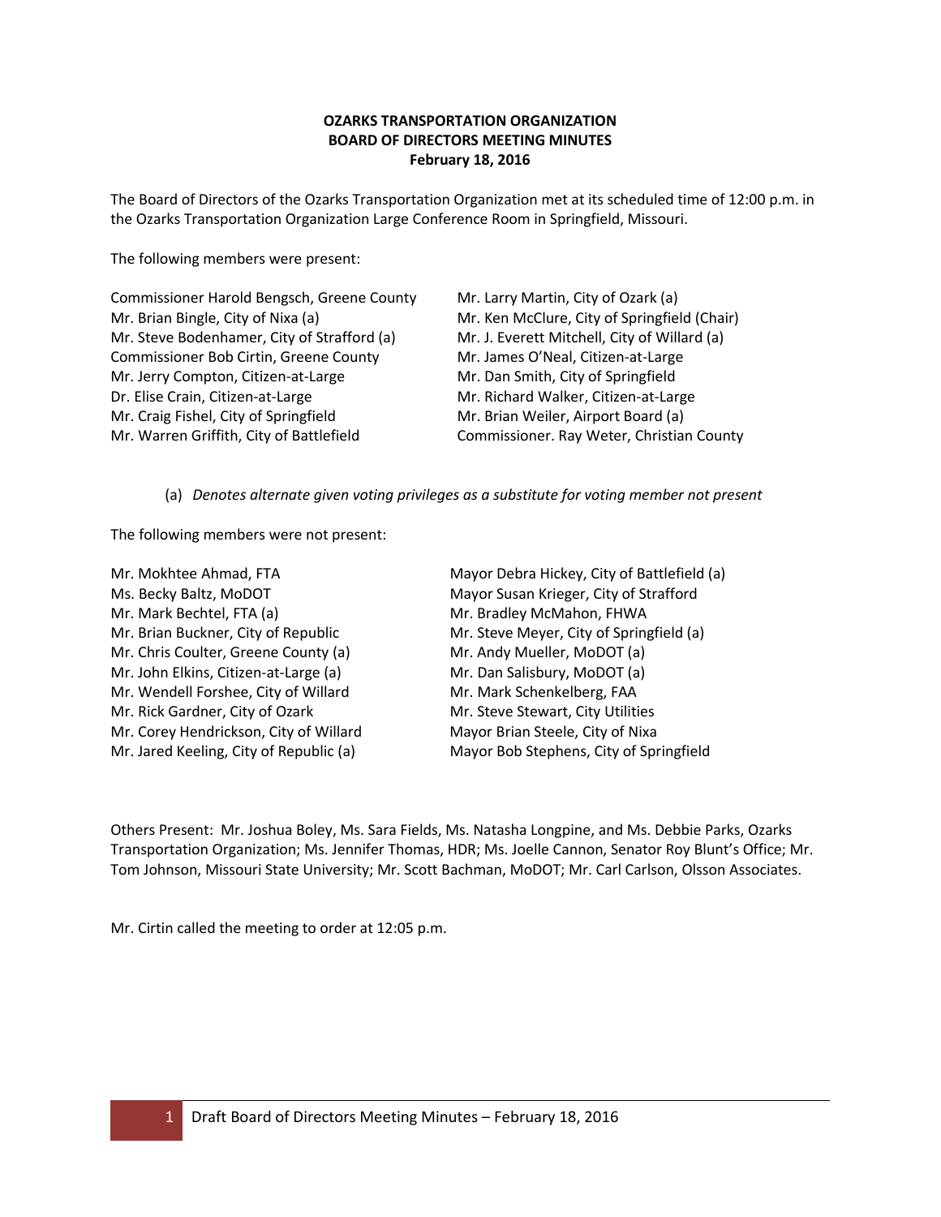**OZARKS TRANSPORTATION ORGANIZATION**
**BOARD OF DIRECTORS MEETING MINUTES**
**February 18, 2016**

The Board of Directors of the Ozarks Transportation Organization met at its scheduled time of 12:00 p.m. in the Ozarks Transportation Organization Large Conference Room in Springfield, Missouri.

The following members were present:

Commissioner Harold Bengsch, Greene County
Mr. Brian Bingle, City of Nixa (a)
Mr. Steve Bodenhamer, City of Strafford (a)
Commissioner Bob Cirtin, Greene County
Mr. Jerry Compton, Citizen-at-Large
Dr. Elise Crain, Citizen-at-Large
Mr. Craig Fishel, City of Springfield
Mr. Warren Griffith, City of Battlefield
Mr. Larry Martin, City of Ozark (a)
Mr. Ken McClure, City of Springfield (Chair)
Mr. J. Everett Mitchell, City of Willard (a)
Mr. James O'Neal, Citizen-at-Large
Mr. Dan Smith, City of Springfield
Mr. Richard Walker, Citizen-at-Large
Mr. Brian Weiler, Airport Board (a)
Commissioner. Ray Weter, Christian County

(a) *Denotes alternate given voting privileges as a substitute for voting member not present*

The following members were not present:

Mr. Mokhtee Ahmad, FTA
Ms. Becky Baltz, MoDOT
Mr. Mark Bechtel, FTA (a)
Mr. Brian Buckner, City of Republic
Mr. Chris Coulter, Greene County (a)
Mr. John Elkins, Citizen-at-Large (a)
Mr. Wendell Forshee, City of Willard
Mr. Rick Gardner, City of Ozark
Mr. Corey Hendrickson, City of Willard
Mr. Jared Keeling, City of Republic (a)
Mayor Debra Hickey, City of Battlefield (a)
Mayor Susan Krieger, City of Strafford
Mr. Bradley McMahon, FHWA
Mr. Steve Meyer, City of Springfield (a)
Mr. Andy Mueller, MoDOT (a)
Mr. Dan Salisbury, MoDOT (a)
Mr. Mark Schenkelberg, FAA
Mr. Steve Stewart, City Utilities
Mayor Brian Steele, City of Nixa
Mayor Bob Stephens, City of Springfield

Others Present: Mr. Joshua Boley, Ms. Sara Fields, Ms. Natasha Longpine, and Ms. Debbie Parks, Ozarks Transportation Organization; Ms. Jennifer Thomas, HDR; Ms. Joelle Cannon, Senator Roy Blunt's Office; Mr. Tom Johnson, Missouri State University; Mr. Scott Bachman, MoDOT; Mr. Carl Carlson, Olsson Associates.

Mr. Cirtin called the meeting to order at 12:05 p.m.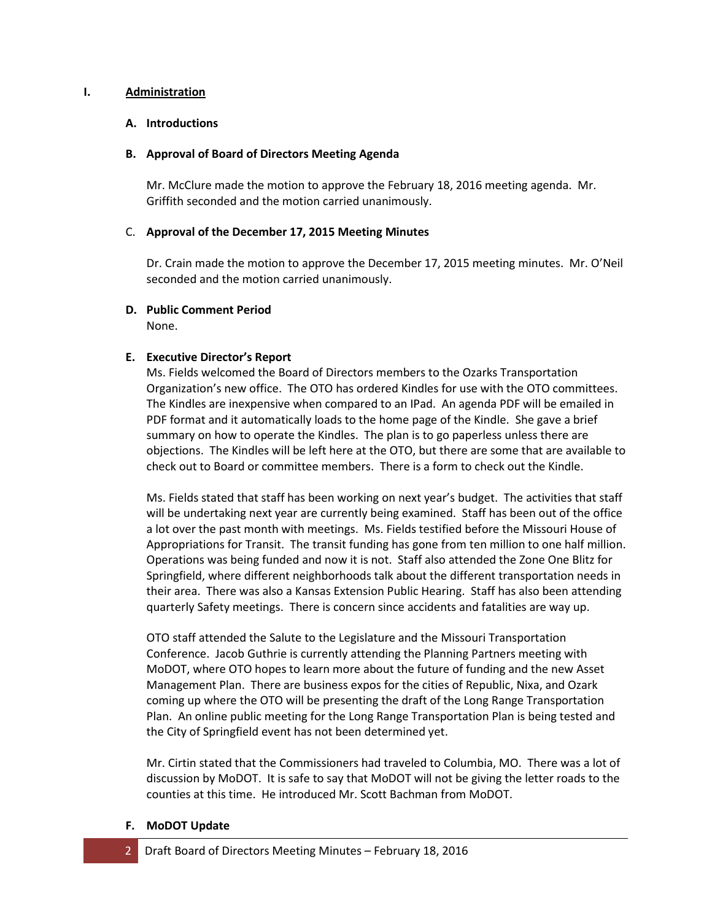## I. Administration

### A. Introductions

### B. Approval of Board of Directors Meeting Agenda

Mr. McClure made the motion to approve the February 18, 2016 meeting agenda. Mr. Griffith seconded and the motion carried unanimously.

### C. Approval of the December 17, 2015 Meeting Minutes

Dr. Crain made the motion to approve the December 17, 2015 meeting minutes. Mr. O'Neil seconded and the motion carried unanimously.

### D. Public Comment Period

None.

### E. Executive Director's Report

Ms. Fields welcomed the Board of Directors members to the Ozarks Transportation Organization's new office. The OTO has ordered Kindles for use with the OTO committees. The Kindles are inexpensive when compared to an IPad. An agenda PDF will be emailed in PDF format and it automatically loads to the home page of the Kindle. She gave a brief summary on how to operate the Kindles. The plan is to go paperless unless there are objections. The Kindles will be left here at the OTO, but there are some that are available to check out to Board or committee members. There is a form to check out the Kindle.

Ms. Fields stated that staff has been working on next year's budget. The activities that staff will be undertaking next year are currently being examined. Staff has been out of the office a lot over the past month with meetings. Ms. Fields testified before the Missouri House of Appropriations for Transit. The transit funding has gone from ten million to one half million. Operations was being funded and now it is not. Staff also attended the Zone One Blitz for Springfield, where different neighborhoods talk about the different transportation needs in their area. There was also a Kansas Extension Public Hearing. Staff has also been attending quarterly Safety meetings. There is concern since accidents and fatalities are way up.

OTO staff attended the Salute to the Legislature and the Missouri Transportation Conference. Jacob Guthrie is currently attending the Planning Partners meeting with MoDOT, where OTO hopes to learn more about the future of funding and the new Asset Management Plan. There are business expos for the cities of Republic, Nixa, and Ozark coming up where the OTO will be presenting the draft of the Long Range Transportation Plan. An online public meeting for the Long Range Transportation Plan is being tested and the City of Springfield event has not been determined yet.

Mr. Cirtin stated that the Commissioners had traveled to Columbia, MO. There was a lot of discussion by MoDOT. It is safe to say that MoDOT will not be giving the letter roads to the counties at this time. He introduced Mr. Scott Bachman from MoDOT.

### F. MoDOT Update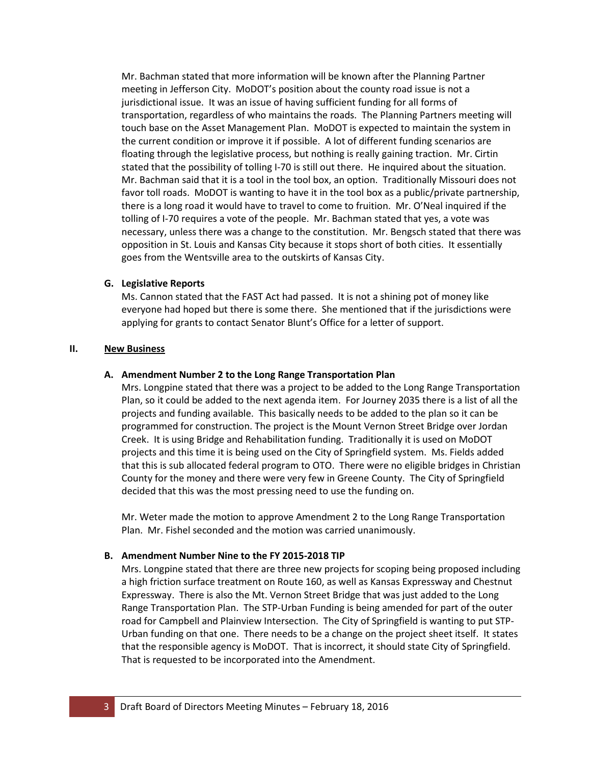Mr. Bachman stated that more information will be known after the Planning Partner meeting in Jefferson City. MoDOT's position about the county road issue is not a jurisdictional issue. It was an issue of having sufficient funding for all forms of transportation, regardless of who maintains the roads. The Planning Partners meeting will touch base on the Asset Management Plan. MoDOT is expected to maintain the system in the current condition or improve it if possible. A lot of different funding scenarios are floating through the legislative process, but nothing is really gaining traction. Mr. Cirtin stated that the possibility of tolling I-70 is still out there. He inquired about the situation. Mr. Bachman said that it is a tool in the tool box, an option. Traditionally Missouri does not favor toll roads. MoDOT is wanting to have it in the tool box as a public/private partnership, there is a long road it would have to travel to come to fruition. Mr. O'Neal inquired if the tolling of I-70 requires a vote of the people. Mr. Bachman stated that yes, a vote was necessary, unless there was a change to the constitution. Mr. Bengsch stated that there was opposition in St. Louis and Kansas City because it stops short of both cities. It essentially goes from the Wentsville area to the outskirts of Kansas City.

**G. Legislative Reports**

Ms. Cannon stated that the FAST Act had passed. It is not a shining pot of money like everyone had hoped but there is some there. She mentioned that if the jurisdictions were applying for grants to contact Senator Blunt's Office for a letter of support.

## II. New Business

**A. Amendment Number 2 to the Long Range Transportation Plan**

Mrs. Longpine stated that there was a project to be added to the Long Range Transportation Plan, so it could be added to the next agenda item. For Journey 2035 there is a list of all the projects and funding available. This basically needs to be added to the plan so it can be programmed for construction. The project is the Mount Vernon Street Bridge over Jordan Creek. It is using Bridge and Rehabilitation funding. Traditionally it is used on MoDOT projects and this time it is being used on the City of Springfield system. Ms. Fields added that this is sub allocated federal program to OTO. There were no eligible bridges in Christian County for the money and there were very few in Greene County. The City of Springfield decided that this was the most pressing need to use the funding on.

Mr. Weter made the motion to approve Amendment 2 to the Long Range Transportation Plan. Mr. Fishel seconded and the motion was carried unanimously.

**B. Amendment Number Nine to the FY 2015-2018 TIP**

Mrs. Longpine stated that there are three new projects for scoping being proposed including a high friction surface treatment on Route 160, as well as Kansas Expressway and Chestnut Expressway. There is also the Mt. Vernon Street Bridge that was just added to the Long Range Transportation Plan. The STP-Urban Funding is being amended for part of the outer road for Campbell and Plainview Intersection. The City of Springfield is wanting to put STP-Urban funding on that one. There needs to be a change on the project sheet itself. It states that the responsible agency is MoDOT. That is incorrect, it should state City of Springfield. That is requested to be incorporated into the Amendment.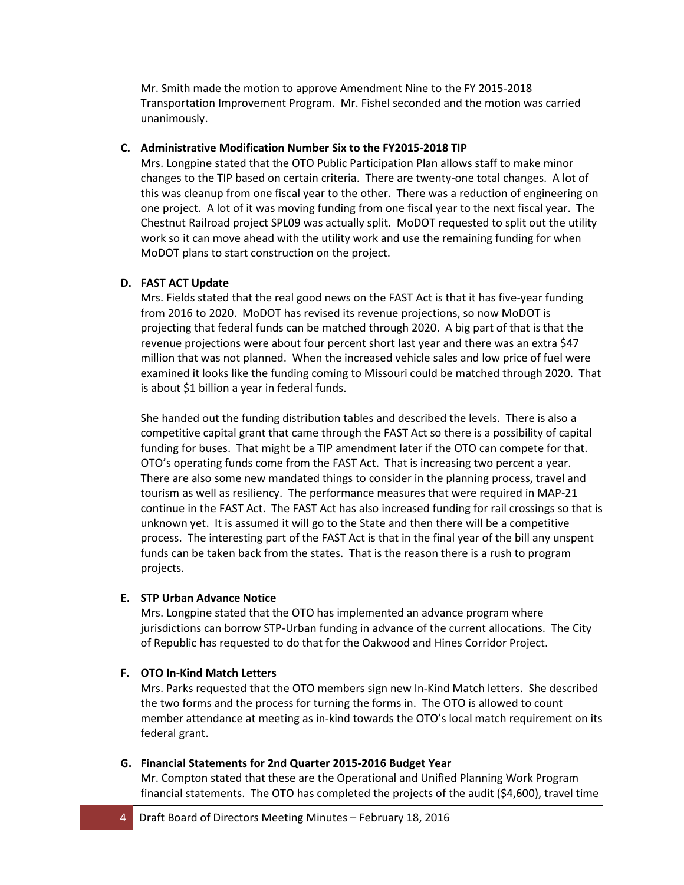Mr. Smith made the motion to approve Amendment Nine to the FY 2015-2018 Transportation Improvement Program. Mr. Fishel seconded and the motion was carried unanimously.

**C. Administrative Modification Number Six to the FY2015-2018 TIP**

Mrs. Longpine stated that the OTO Public Participation Plan allows staff to make minor changes to the TIP based on certain criteria. There are twenty-one total changes. A lot of this was cleanup from one fiscal year to the other. There was a reduction of engineering on one project. A lot of it was moving funding from one fiscal year to the next fiscal year. The Chestnut Railroad project SPL09 was actually split. MoDOT requested to split out the utility work so it can move ahead with the utility work and use the remaining funding for when MoDOT plans to start construction on the project.

**D. FAST ACT Update**

Mrs. Fields stated that the real good news on the FAST Act is that it has five-year funding from 2016 to 2020. MoDOT has revised its revenue projections, so now MoDOT is projecting that federal funds can be matched through 2020. A big part of that is that the revenue projections were about four percent short last year and there was an extra $47 million that was not planned. When the increased vehicle sales and low price of fuel were examined it looks like the funding coming to Missouri could be matched through 2020. That is about $1 billion a year in federal funds.

She handed out the funding distribution tables and described the levels. There is also a competitive capital grant that came through the FAST Act so there is a possibility of capital funding for buses. That might be a TIP amendment later if the OTO can compete for that. OTO's operating funds come from the FAST Act. That is increasing two percent a year. There are also some new mandated things to consider in the planning process, travel and tourism as well as resiliency. The performance measures that were required in MAP-21 continue in the FAST Act. The FAST Act has also increased funding for rail crossings so that is unknown yet. It is assumed it will go to the State and then there will be a competitive process. The interesting part of the FAST Act is that in the final year of the bill any unspent funds can be taken back from the states. That is the reason there is a rush to program projects.

**E. STP Urban Advance Notice**

Mrs. Longpine stated that the OTO has implemented an advance program where jurisdictions can borrow STP-Urban funding in advance of the current allocations. The City of Republic has requested to do that for the Oakwood and Hines Corridor Project.

**F. OTO In-Kind Match Letters**

Mrs. Parks requested that the OTO members sign new In-Kind Match letters. She described the two forms and the process for turning the forms in. The OTO is allowed to count member attendance at meeting as in-kind towards the OTO's local match requirement on its federal grant.

**G. Financial Statements for 2nd Quarter 2015-2016 Budget Year**

Mr. Compton stated that these are the Operational and Unified Planning Work Program financial statements. The OTO has completed the projects of the audit ($4,600), travel time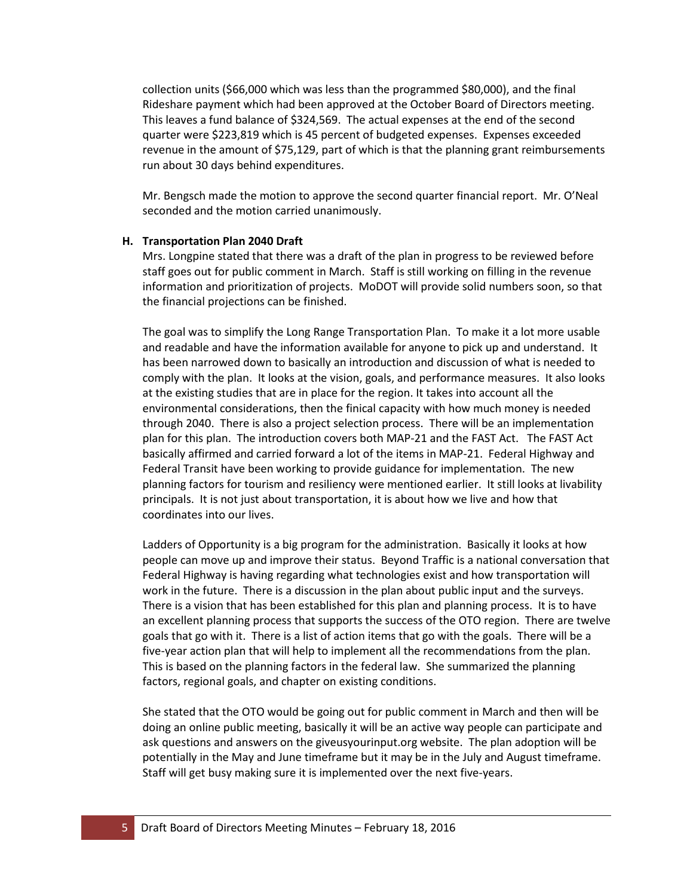collection units ($66,000 which was less than the programmed $80,000), and the final Rideshare payment which had been approved at the October Board of Directors meeting. This leaves a fund balance of $324,569. The actual expenses at the end of the second quarter were $223,819 which is 45 percent of budgeted expenses. Expenses exceeded revenue in the amount of $75,129, part of which is that the planning grant reimbursements run about 30 days behind expenditures.

Mr. Bengsch made the motion to approve the second quarter financial report. Mr. O'Neal seconded and the motion carried unanimously.

**H. Transportation Plan 2040 Draft**

Mrs. Longpine stated that there was a draft of the plan in progress to be reviewed before staff goes out for public comment in March. Staff is still working on filling in the revenue information and prioritization of projects. MoDOT will provide solid numbers soon, so that the financial projections can be finished.

The goal was to simplify the Long Range Transportation Plan. To make it a lot more usable and readable and have the information available for anyone to pick up and understand. It has been narrowed down to basically an introduction and discussion of what is needed to comply with the plan. It looks at the vision, goals, and performance measures. It also looks at the existing studies that are in place for the region. It takes into account all the environmental considerations, then the finical capacity with how much money is needed through 2040. There is also a project selection process. There will be an implementation plan for this plan. The introduction covers both MAP-21 and the FAST Act. The FAST Act basically affirmed and carried forward a lot of the items in MAP-21. Federal Highway and Federal Transit have been working to provide guidance for implementation. The new planning factors for tourism and resiliency were mentioned earlier. It still looks at livability principals. It is not just about transportation, it is about how we live and how that coordinates into our lives.

Ladders of Opportunity is a big program for the administration. Basically it looks at how people can move up and improve their status. Beyond Traffic is a national conversation that Federal Highway is having regarding what technologies exist and how transportation will work in the future. There is a discussion in the plan about public input and the surveys. There is a vision that has been established for this plan and planning process. It is to have an excellent planning process that supports the success of the OTO region. There are twelve goals that go with it. There is a list of action items that go with the goals. There will be a five-year action plan that will help to implement all the recommendations from the plan. This is based on the planning factors in the federal law. She summarized the planning factors, regional goals, and chapter on existing conditions.

She stated that the OTO would be going out for public comment in March and then will be doing an online public meeting, basically it will be an active way people can participate and ask questions and answers on the giveusyourinput.org website. The plan adoption will be potentially in the May and June timeframe but it may be in the July and August timeframe. Staff will get busy making sure it is implemented over the next five-years.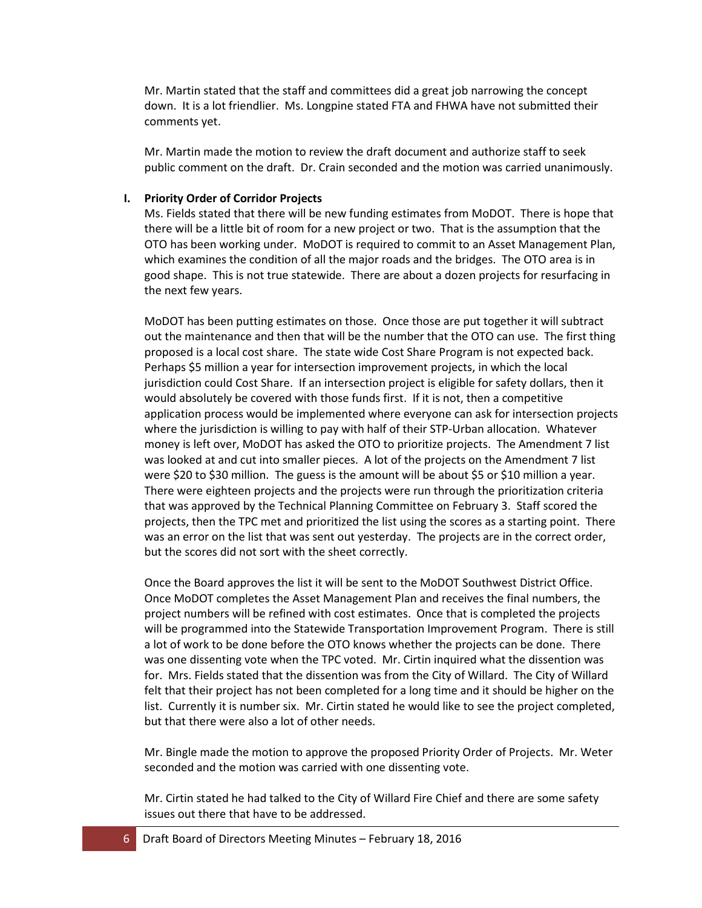Mr. Martin stated that the staff and committees did a great job narrowing the concept down. It is a lot friendlier. Ms. Longpine stated FTA and FHWA have not submitted their comments yet.

Mr. Martin made the motion to review the draft document and authorize staff to seek public comment on the draft. Dr. Crain seconded and the motion was carried unanimously.

**I. Priority Order of Corridor Projects**

Ms. Fields stated that there will be new funding estimates from MoDOT. There is hope that there will be a little bit of room for a new project or two. That is the assumption that the OTO has been working under. MoDOT is required to commit to an Asset Management Plan, which examines the condition of all the major roads and the bridges. The OTO area is in good shape. This is not true statewide. There are about a dozen projects for resurfacing in the next few years.

MoDOT has been putting estimates on those. Once those are put together it will subtract out the maintenance and then that will be the number that the OTO can use. The first thing proposed is a local cost share. The state wide Cost Share Program is not expected back. Perhaps $5 million a year for intersection improvement projects, in which the local jurisdiction could Cost Share. If an intersection project is eligible for safety dollars, then it would absolutely be covered with those funds first. If it is not, then a competitive application process would be implemented where everyone can ask for intersection projects where the jurisdiction is willing to pay with half of their STP-Urban allocation. Whatever money is left over, MoDOT has asked the OTO to prioritize projects. The Amendment 7 list was looked at and cut into smaller pieces. A lot of the projects on the Amendment 7 list were $20 to $30 million. The guess is the amount will be about $5 or $10 million a year. There were eighteen projects and the projects were run through the prioritization criteria that was approved by the Technical Planning Committee on February 3. Staff scored the projects, then the TPC met and prioritized the list using the scores as a starting point. There was an error on the list that was sent out yesterday. The projects are in the correct order, but the scores did not sort with the sheet correctly.

Once the Board approves the list it will be sent to the MoDOT Southwest District Office. Once MoDOT completes the Asset Management Plan and receives the final numbers, the project numbers will be refined with cost estimates. Once that is completed the projects will be programmed into the Statewide Transportation Improvement Program. There is still a lot of work to be done before the OTO knows whether the projects can be done. There was one dissenting vote when the TPC voted. Mr. Cirtin inquired what the dissention was for. Mrs. Fields stated that the dissention was from the City of Willard. The City of Willard felt that their project has not been completed for a long time and it should be higher on the list. Currently it is number six. Mr. Cirtin stated he would like to see the project completed, but that there were also a lot of other needs.

Mr. Bingle made the motion to approve the proposed Priority Order of Projects. Mr. Weter seconded and the motion was carried with one dissenting vote.

Mr. Cirtin stated he had talked to the City of Willard Fire Chief and there are some safety issues out there that have to be addressed.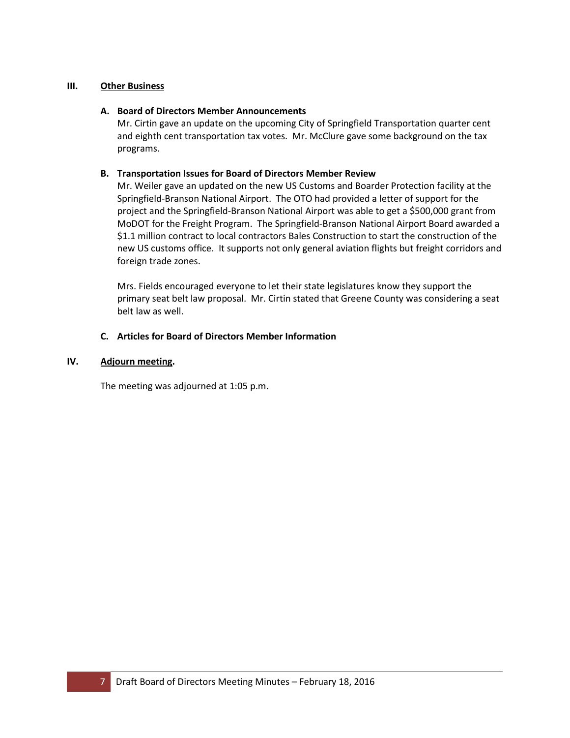## III. Other Business

### A. Board of Directors Member Announcements

Mr. Cirtin gave an update on the upcoming City of Springfield Transportation quarter cent and eighth cent transportation tax votes. Mr. McClure gave some background on the tax programs.

### B. Transportation Issues for Board of Directors Member Review

Mr. Weiler gave an updated on the new US Customs and Boarder Protection facility at the Springfield-Branson National Airport. The OTO had provided a letter of support for the project and the Springfield-Branson National Airport was able to get a $500,000 grant from MoDOT for the Freight Program. The Springfield-Branson National Airport Board awarded a $1.1 million contract to local contractors Bales Construction to start the construction of the new US customs office. It supports not only general aviation flights but freight corridors and foreign trade zones.

Mrs. Fields encouraged everyone to let their state legislatures know they support the primary seat belt law proposal. Mr. Cirtin stated that Greene County was considering a seat belt law as well.

### C. Articles for Board of Directors Member Information

## IV. Adjourn meeting.

The meeting was adjourned at 1:05 p.m.